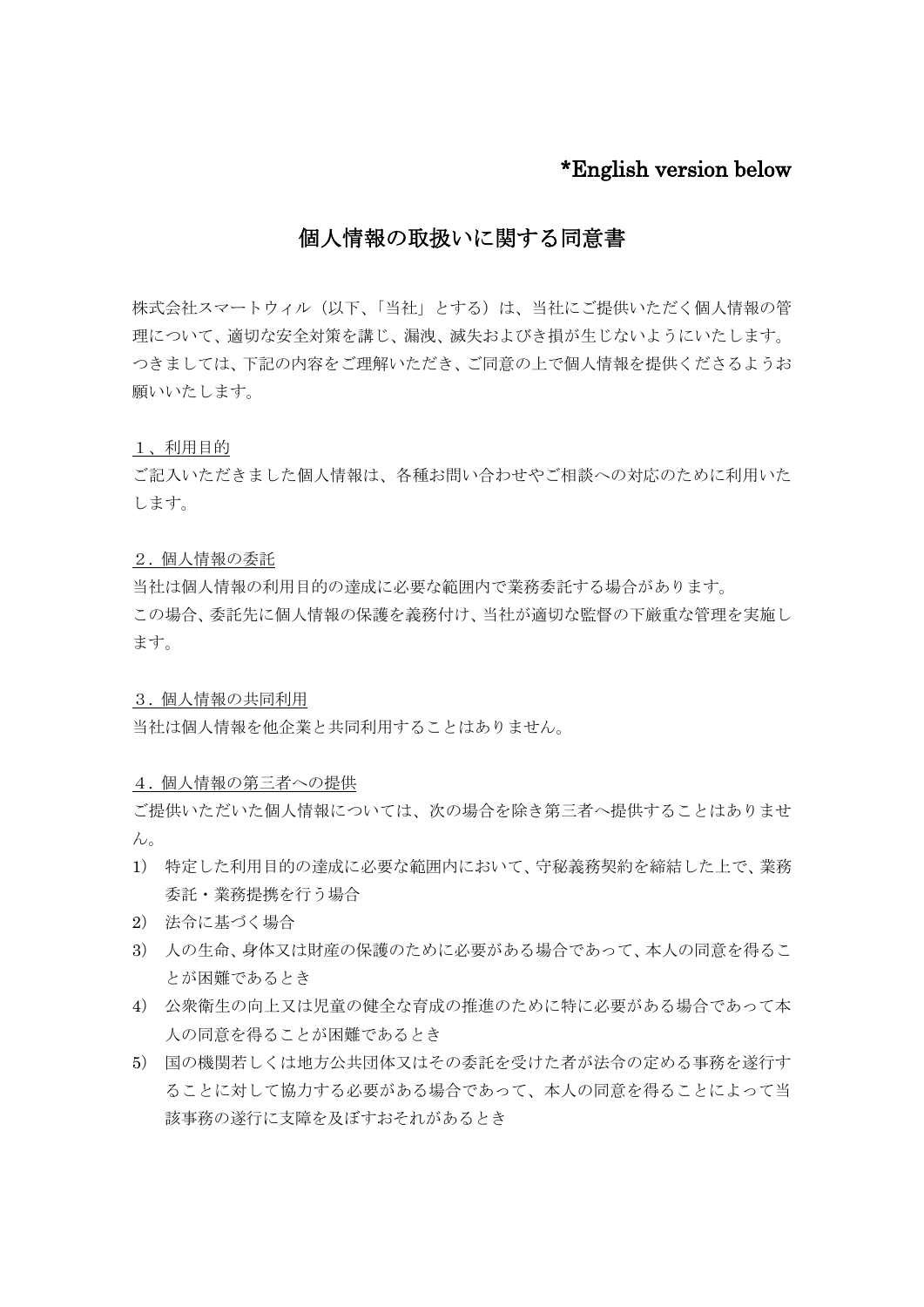**\*English version below**

# 個人情報の取扱いに関する同意書

株式会社スマートウィル（以下、「当社」とする）は、当社にご提供いただく個人情報の管理について、適切な安全対策を講じ、漏洩、滅失およびき損が生じないようにいたします。つきましては、下記の内容をご理解いただき、ご同意の上で個人情報を提供くださるようお願いいたします。

## １、利用目的

ご記入いただきました個人情報は、各種お問い合わせやご相談への対応のために利用いたします。

## ２．個人情報の委託

当社は個人情報の利用目的の達成に必要な範囲内で業務委託する場合があります。
この場合、委託先に個人情報の保護を義務付け、当社が適切な監督の下厳重な管理を実施します。

## ３．個人情報の共同利用

当社は個人情報を他企業と共同利用することはありません。

## ４．個人情報の第三者への提供

ご提供いただいた個人情報については、次の場合を除き第三者へ提供することはありません。

1) 特定した利用目的の達成に必要な範囲内において、守秘義務契約を締結した上で、業務委託・業務提携を行う場合
2) 法令に基づく場合
3) 人の生命、身体又は財産の保護のために必要がある場合であって、本人の同意を得ることが困難であるとき
4) 公衆衛生の向上又は児童の健全な育成の推進のために特に必要がある場合であって本人の同意を得ることが困難であるとき
5) 国の機関若しくは地方公共団体又はその委託を受けた者が法令の定める事務を遂行することに対して協力する必要がある場合であって、本人の同意を得ることによって当該事務の遂行に支障を及ぼすおそれがあるとき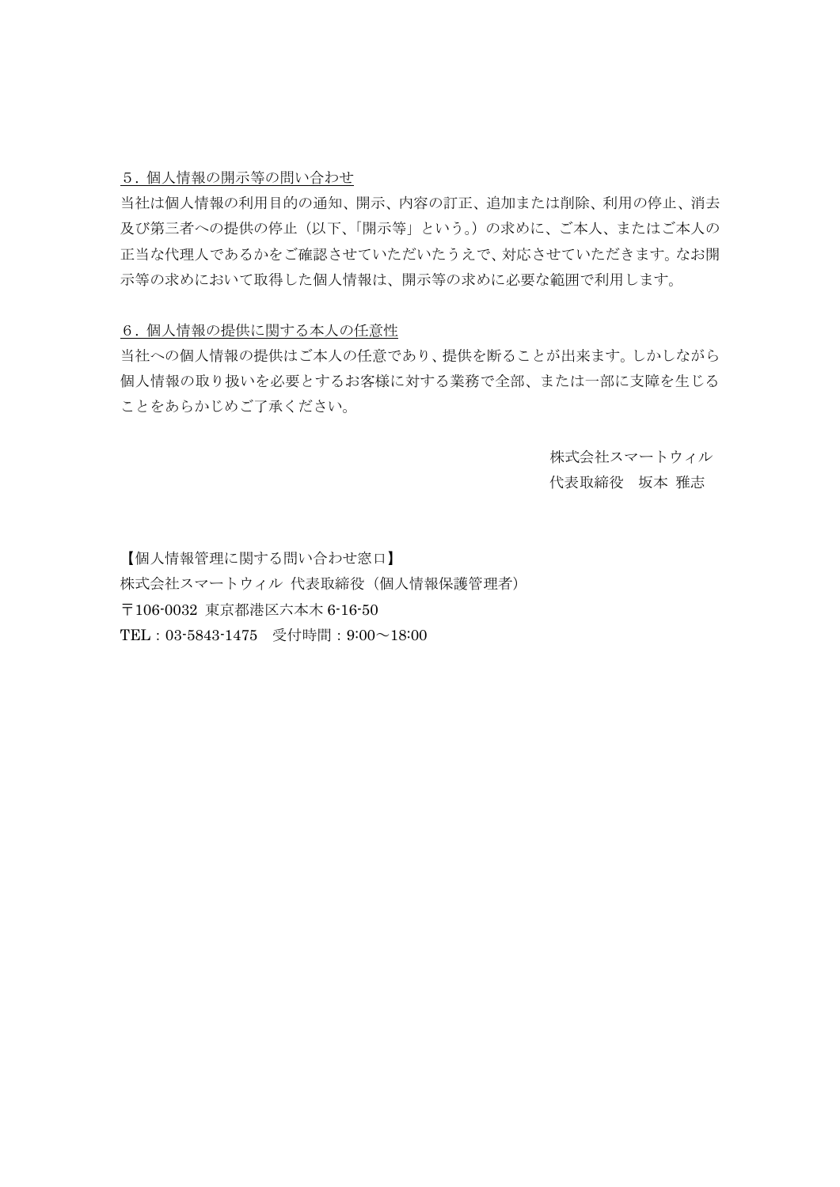## ５．個人情報の開示等の問い合わせ

当社は個人情報の利用目的の通知、開示、内容の訂正、追加または削除、利用の停止、消去及び第三者への提供の停止（以下、「開示等」という。）の求めに、ご本人、またはご本人の正当な代理人であるかをご確認させていただいたうえで、対応させていただきます。なお開示等の求めにおいて取得した個人情報は、開示等の求めに必要な範囲で利用します。

## ６．個人情報の提供に関する本人の任意性

当社への個人情報の提供はご本人の任意であり、提供を断ることが出来ます。しかしながら個人情報の取り扱いを必要とするお客様に対する業務で全部、または一部に支障を生じることをあらかじめご了承ください。

株式会社スマートウィル
代表取締役　坂本 雅志

【個人情報管理に関する問い合わせ窓口】
株式会社スマートウィル 代表取締役（個人情報保護管理者）
〒106-0032 東京都港区六本木 6-16-50
TEL：03-5843-1475　受付時間：9:00～18:00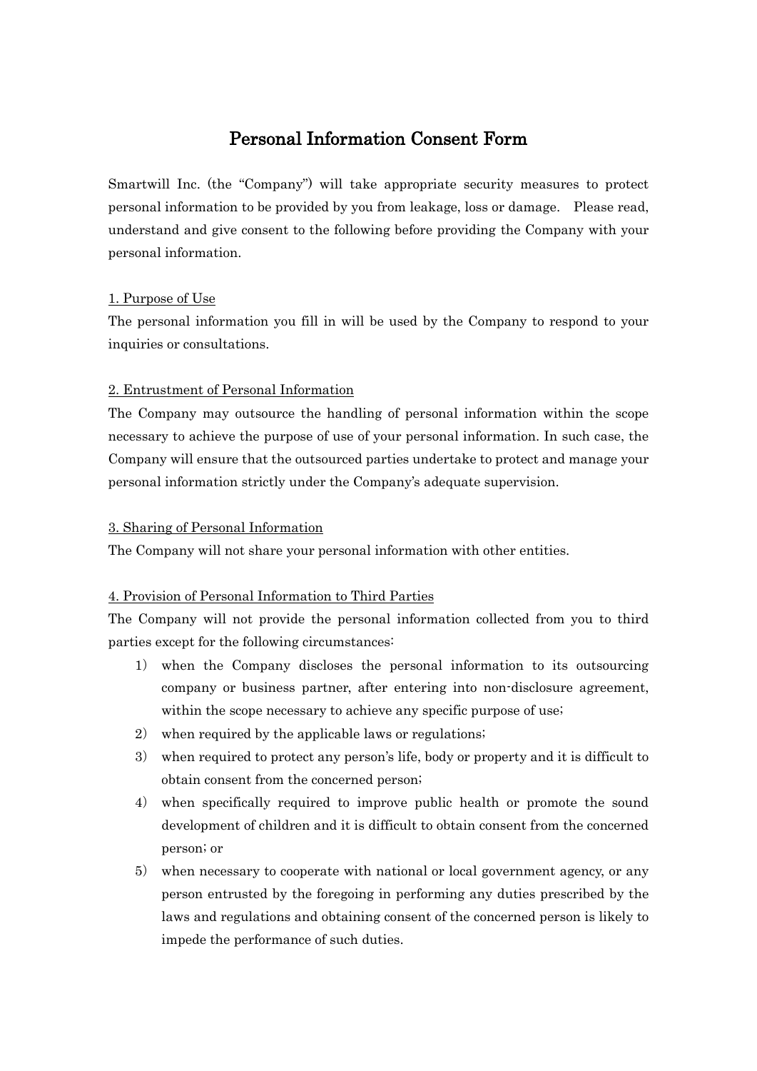# Personal Information Consent Form

Smartwill Inc. (the "Company") will take appropriate security measures to protect personal information to be provided by you from leakage, loss or damage. Please read, understand and give consent to the following before providing the Company with your personal information.

## 1. Purpose of Use

The personal information you fill in will be used by the Company to respond to your inquiries or consultations.

## 2. Entrustment of Personal Information

The Company may outsource the handling of personal information within the scope necessary to achieve the purpose of use of your personal information. In such case, the Company will ensure that the outsourced parties undertake to protect and manage your personal information strictly under the Company's adequate supervision.

## 3. Sharing of Personal Information

The Company will not share your personal information with other entities.

## 4. Provision of Personal Information to Third Parties

The Company will not provide the personal information collected from you to third parties except for the following circumstances:

1) when the Company discloses the personal information to its outsourcing company or business partner, after entering into non-disclosure agreement, within the scope necessary to achieve any specific purpose of use;
2) when required by the applicable laws or regulations;
3) when required to protect any person's life, body or property and it is difficult to obtain consent from the concerned person;
4) when specifically required to improve public health or promote the sound development of children and it is difficult to obtain consent from the concerned person; or
5) when necessary to cooperate with national or local government agency, or any person entrusted by the foregoing in performing any duties prescribed by the laws and regulations and obtaining consent of the concerned person is likely to impede the performance of such duties.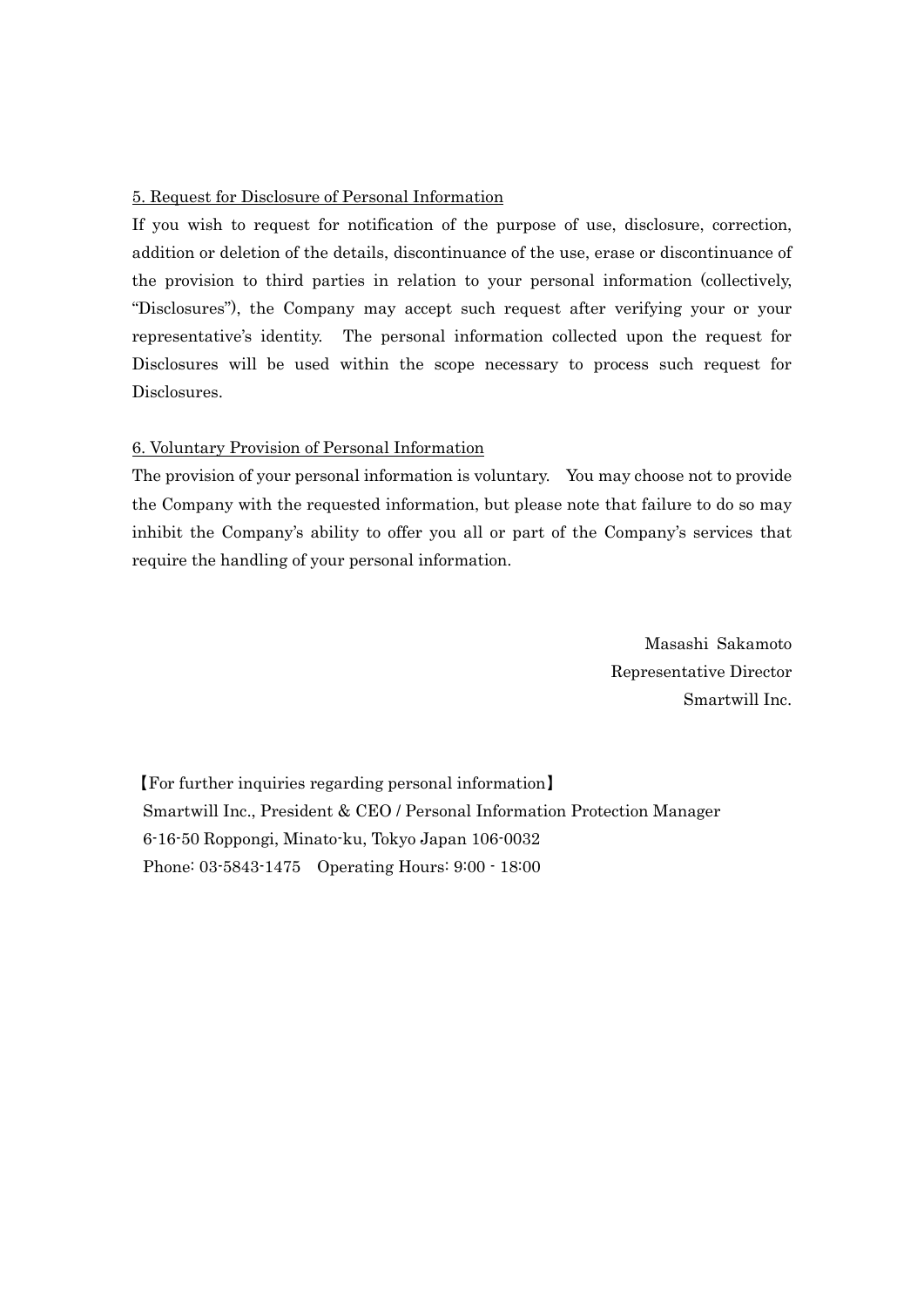<u>5. Request for Disclosure of Personal Information</u>

If you wish to request for notification of the purpose of use, disclosure, correction, addition or deletion of the details, discontinuance of the use, erase or discontinuance of the provision to third parties in relation to your personal information (collectively, "Disclosures"), the Company may accept such request after verifying your or your representative's identity. The personal information collected upon the request for Disclosures will be used within the scope necessary to process such request for Disclosures.

<u>6. Voluntary Provision of Personal Information</u>

The provision of your personal information is voluntary. You may choose not to provide the Company with the requested information, but please note that failure to do so may inhibit the Company's ability to offer you all or part of the Company's services that require the handling of your personal information.

Masashi Sakamoto
Representative Director
Smartwill Inc.

【For further inquiries regarding personal information】
Smartwill Inc., President & CEO / Personal Information Protection Manager
6-16-50 Roppongi, Minato-ku, Tokyo Japan 106-0032
Phone: 03-5843-1475　Operating Hours: 9:00 - 18:00